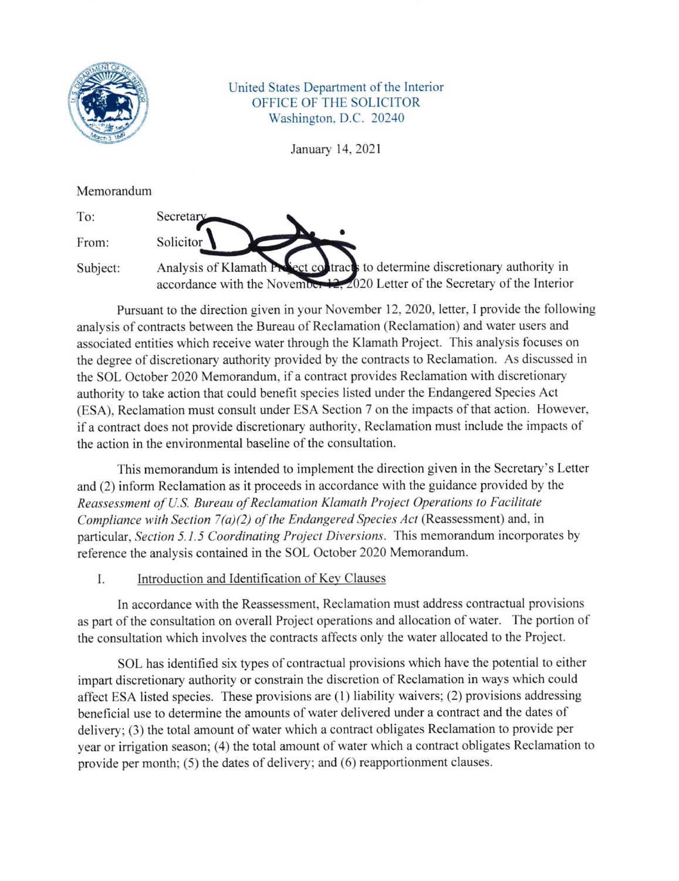United States Department of the Interior
OFFICE OF THE SOLICITOR
Washington, D.C. 20240

January 14, 2021

Memorandum

To: Secretary

From: Solicitor

Subject: Analysis of Klamath Project contracts to determine discretionary authority in accordance with the November 12, 2020 Letter of the Secretary of the Interior

Pursuant to the direction given in your November 12, 2020, letter, I provide the following analysis of contracts between the Bureau of Reclamation (Reclamation) and water users and associated entities which receive water through the Klamath Project. This analysis focuses on the degree of discretionary authority provided by the contracts to Reclamation. As discussed in the SOL October 2020 Memorandum, if a contract provides Reclamation with discretionary authority to take action that could benefit species listed under the Endangered Species Act (ESA), Reclamation must consult under ESA Section 7 on the impacts of that action. However, if a contract does not provide discretionary authority, Reclamation must include the impacts of the action in the environmental baseline of the consultation.

This memorandum is intended to implement the direction given in the Secretary's Letter and (2) inform Reclamation as it proceeds in accordance with the guidance provided by the *Reassessment of U.S. Bureau of Reclamation Klamath Project Operations to Facilitate Compliance with Section 7(a)(2) of the Endangered Species Act* (Reassessment) and, in particular, *Section 5.1.5 Coordinating Project Diversions*. This memorandum incorporates by reference the analysis contained in the SOL October 2020 Memorandum.

## I. Introduction and Identification of Key Clauses

In accordance with the Reassessment, Reclamation must address contractual provisions as part of the consultation on overall Project operations and allocation of water. The portion of the consultation which involves the contracts affects only the water allocated to the Project.

SOL has identified six types of contractual provisions which have the potential to either impart discretionary authority or constrain the discretion of Reclamation in ways which could affect ESA listed species. These provisions are (1) liability waivers; (2) provisions addressing beneficial use to determine the amounts of water delivered under a contract and the dates of delivery; (3) the total amount of water which a contract obligates Reclamation to provide per year or irrigation season; (4) the total amount of water which a contract obligates Reclamation to provide per month; (5) the dates of delivery; and (6) reapportionment clauses.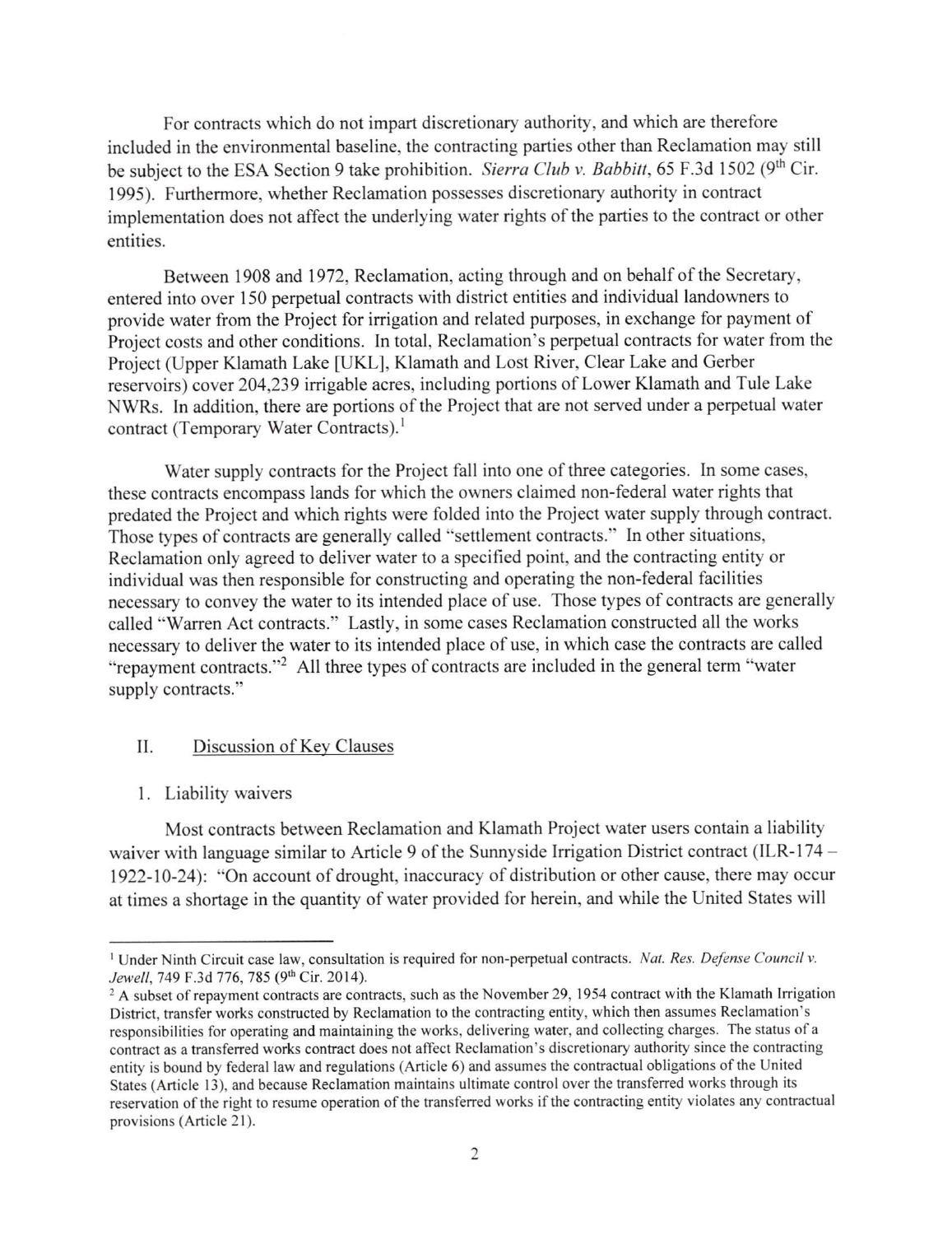For contracts which do not impart discretionary authority, and which are therefore included in the environmental baseline, the contracting parties other than Reclamation may still be subject to the ESA Section 9 take prohibition. *Sierra Club v. Babbitt*, 65 F.3d 1502 (9th Cir. 1995). Furthermore, whether Reclamation possesses discretionary authority in contract implementation does not affect the underlying water rights of the parties to the contract or other entities.

Between 1908 and 1972, Reclamation, acting through and on behalf of the Secretary, entered into over 150 perpetual contracts with district entities and individual landowners to provide water from the Project for irrigation and related purposes, in exchange for payment of Project costs and other conditions. In total, Reclamation's perpetual contracts for water from the Project (Upper Klamath Lake [UKL], Klamath and Lost River, Clear Lake and Gerber reservoirs) cover 204,239 irrigable acres, including portions of Lower Klamath and Tule Lake NWRs. In addition, there are portions of the Project that are not served under a perpetual water contract (Temporary Water Contracts).[1]

Water supply contracts for the Project fall into one of three categories. In some cases, these contracts encompass lands for which the owners claimed non-federal water rights that predated the Project and which rights were folded into the Project water supply through contract. Those types of contracts are generally called "settlement contracts." In other situations, Reclamation only agreed to deliver water to a specified point, and the contracting entity or individual was then responsible for constructing and operating the non-federal facilities necessary to convey the water to its intended place of use. Those types of contracts are generally called "Warren Act contracts." Lastly, in some cases Reclamation constructed all the works necessary to deliver the water to its intended place of use, in which case the contracts are called "repayment contracts."[2] All three types of contracts are included in the general term "water supply contracts."

## II. Discussion of Key Clauses

### 1. Liability waivers

Most contracts between Reclamation and Klamath Project water users contain a liability waiver with language similar to Article 9 of the Sunnyside Irrigation District contract (ILR-174 – 1922-10-24): "On account of drought, inaccuracy of distribution or other cause, there may occur at times a shortage in the quantity of water provided for herein, and while the United States will

---

[1] Under Ninth Circuit case law, consultation is required for non-perpetual contracts. *Nat. Res. Defense Council v. Jewell*, 749 F.3d 776, 785 (9th Cir. 2014).

[2] A subset of repayment contracts are contracts, such as the November 29, 1954 contract with the Klamath Irrigation District, transfer works constructed by Reclamation to the contracting entity, which then assumes Reclamation's responsibilities for operating and maintaining the works, delivering water, and collecting charges. The status of a contract as a transferred works contract does not affect Reclamation's discretionary authority since the contracting entity is bound by federal law and regulations (Article 6) and assumes the contractual obligations of the United States (Article 13), and because Reclamation maintains ultimate control over the transferred works through its reservation of the right to resume operation of the transferred works if the contracting entity violates any contractual provisions (Article 21).